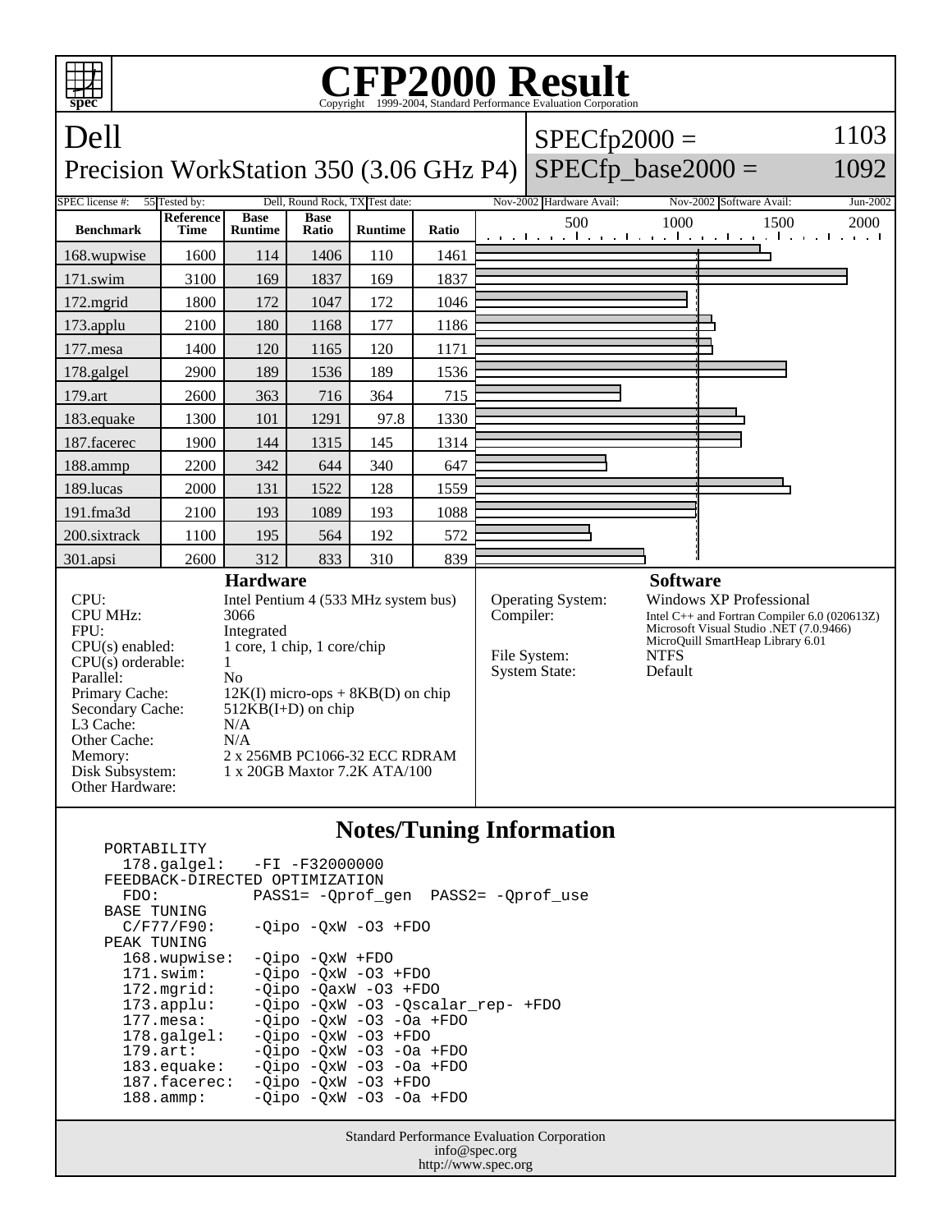# CFP2000 Result

Copyright 1999-2004, Standard Performance Evaluation Corporation

## Dell
## Precision WorkStation 350 (3.06 GHz P4)

SPECfp2000 = 1103
SPECfp_base2000 = 1092

| SPEC license #: | 55 | Tested by: | Dell, Round Rock, TX | Test date: | Nov-2002 | Hardware Avail: | Nov-2002 | Software Avail: | Jun-2002 |
|---|---|---|---|---|---|---|---|---|---|

| Benchmark | Reference Time | Base Runtime | Base Ratio | Runtime | Ratio |
|---|---|---|---|---|---|
| 168.wupwise | 1600 | 114 | 1406 | 110 | 1461 |
| 171.swim | 3100 | 169 | 1837 | 169 | 1837 |
| 172.mgrid | 1800 | 172 | 1047 | 172 | 1046 |
| 173.applu | 2100 | 180 | 1168 | 177 | 1186 |
| 177.mesa | 1400 | 120 | 1165 | 120 | 1171 |
| 178.galgel | 2900 | 189 | 1536 | 189 | 1536 |
| 179.art | 2600 | 363 | 716 | 364 | 715 |
| 183.equake | 1300 | 101 | 1291 | 97.8 | 1330 |
| 187.facerec | 1900 | 144 | 1315 | 145 | 1314 |
| 188.ammp | 2200 | 342 | 644 | 340 | 647 |
| 189.lucas | 2000 | 131 | 1522 | 128 | 1559 |
| 191.fma3d | 2100 | 193 | 1089 | 193 | 1088 |
| 200.sixtrack | 1100 | 195 | 564 | 192 | 572 |
| 301.apsi | 2600 | 312 | 833 | 310 | 839 |

### Hardware

| | |
|---|---|
| CPU: | Intel Pentium 4 (533 MHz system bus) |
| CPU MHz: | 3066 |
| FPU: | Integrated |
| CPU(s) enabled: | 1 core, 1 chip, 1 core/chip |
| CPU(s) orderable: | 1 |
| Parallel: | No |
| Primary Cache: | 12K(I) micro-ops + 8KB(D) on chip |
| Secondary Cache: | 512KB(I+D) on chip |
| L3 Cache: | N/A |
| Other Cache: | N/A |
| Memory: | 2 x 256MB PC1066-32 ECC RDRAM |
| Disk Subsystem: | 1 x 20GB Maxtor 7.2K ATA/100 |
| Other Hardware: | |

### Software

| | |
|---|---|
| Operating System: | Windows XP Professional |
| Compiler: | Intel C++ and Fortran Compiler 6.0 (020613Z)<br>Microsoft Visual Studio .NET (7.0.9466)<br>MicroQuill SmartHeap Library 6.01 |
| File System: | NTFS |
| System State: | Default |

### Notes/Tuning Information

```
PORTABILITY
  178.galgel:   -FI -F32000000
FEEDBACK-DIRECTED OPTIMIZATION
  FDO:          PASS1= -Qprof_gen  PASS2= -Qprof_use
BASE TUNING
  C/F77/F90:    -Qipo -QxW -O3 +FDO
PEAK TUNING
  168.wupwise:  -Qipo -QxW +FDO
  171.swim:     -Qipo -QxW -O3 +FDO
  172.mgrid:    -Qipo -QaxW -O3 +FDO
  173.applu:    -Qipo -QxW -O3 -Qscalar_rep- +FDO
  177.mesa:     -Qipo -QxW -O3 -Oa +FDO
  178.galgel:   -Qipo -QxW -O3 +FDO
  179.art:      -Qipo -QxW -O3 -Oa +FDO
  183.equake:   -Qipo -QxW -O3 -Oa +FDO
  187.facerec:  -Qipo -QxW -O3 +FDO
  188.ammp:     -Qipo -QxW -O3 -Oa +FDO
```

Standard Performance Evaluation Corporation
info@spec.org
http://www.spec.org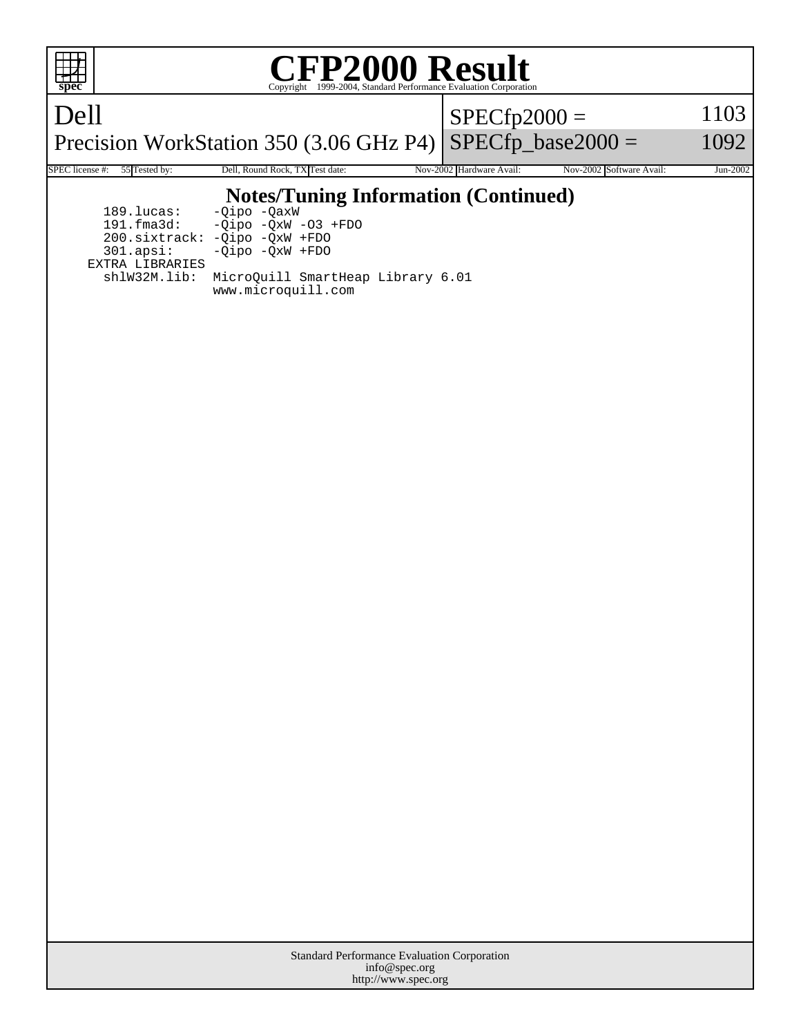# CFP2000 Result

Copyright 1999-2004, Standard Performance Evaluation Corporation

| | | | |
|---|---|---|---|
| Dell | | SPECfp2000 = | 1103 |
| Precision WorkStation 350 (3.06 GHz P4) | | SPECfp_base2000 = | 1092 |

SPEC license #: 55 Tested by: Dell, Round Rock, TX Test date: Nov-2002 Hardware Avail: Nov-2002 Software Avail: Jun-2002

## Notes/Tuning Information (Continued)

```
    189.lucas:    -Qipo -QaxW
    191.fma3d:    -Qipo -QxW -O3 +FDO
    200.sixtrack: -Qipo -QxW +FDO
    301.apsi:     -Qipo -QxW +FDO
  EXTRA LIBRARIES
    shlW32M.lib:  MicroQuill SmartHeap Library 6.01
                  www.microquill.com
```

Standard Performance Evaluation Corporation
info@spec.org
http://www.spec.org